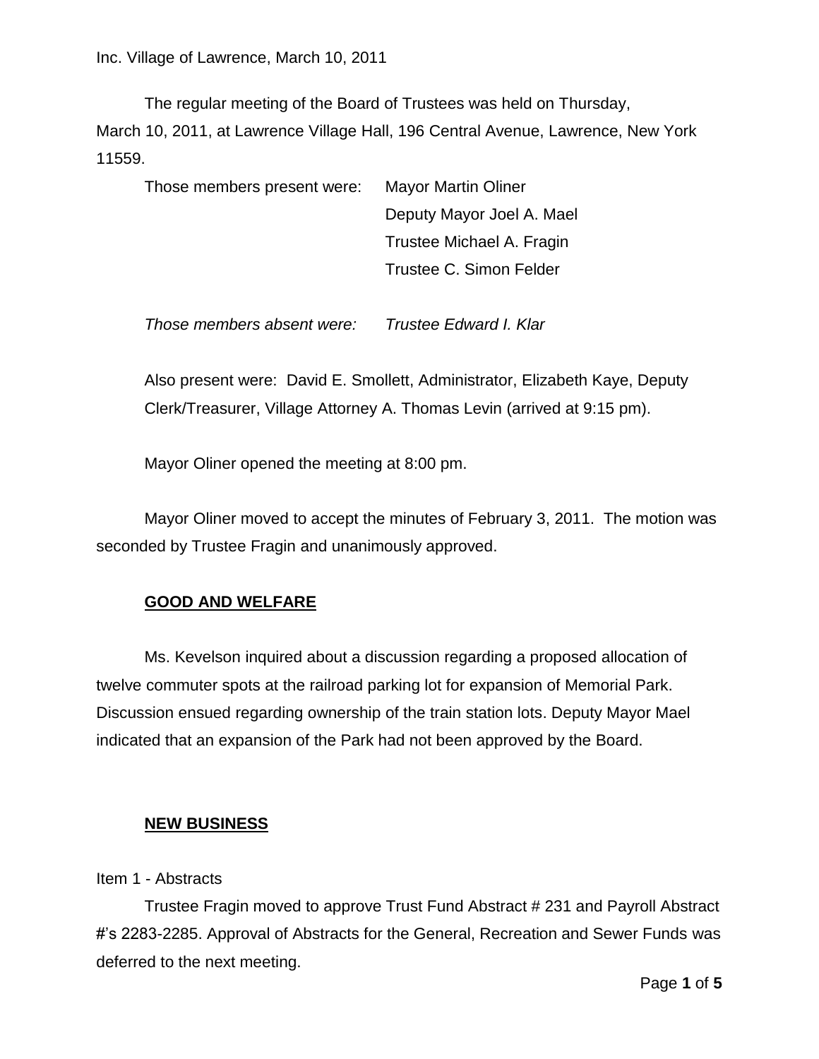Inc. Village of Lawrence, March 10, 2011

The regular meeting of the Board of Trustees was held on Thursday, March 10, 2011, at Lawrence Village Hall, 196 Central Avenue, Lawrence, New York 11559.

Those members present were: Mayor Martin Oliner
Deputy Mayor Joel A. Mael
Trustee Michael A. Fragin
Trustee C. Simon Felder

*Those members absent were: Trustee Edward I. Klar*

Also present were: David E. Smollett, Administrator, Elizabeth Kaye, Deputy Clerk/Treasurer, Village Attorney A. Thomas Levin (arrived at 9:15 pm).

Mayor Oliner opened the meeting at 8:00 pm.

Mayor Oliner moved to accept the minutes of February 3, 2011. The motion was seconded by Trustee Fragin and unanimously approved.

## GOOD AND WELFARE

Ms. Kevelson inquired about a discussion regarding a proposed allocation of twelve commuter spots at the railroad parking lot for expansion of Memorial Park. Discussion ensued regarding ownership of the train station lots. Deputy Mayor Mael indicated that an expansion of the Park had not been approved by the Board.

## NEW BUSINESS

Item 1 - Abstracts

Trustee Fragin moved to approve Trust Fund Abstract # 231 and Payroll Abstract #'s 2283-2285. Approval of Abstracts for the General, Recreation and Sewer Funds was deferred to the next meeting.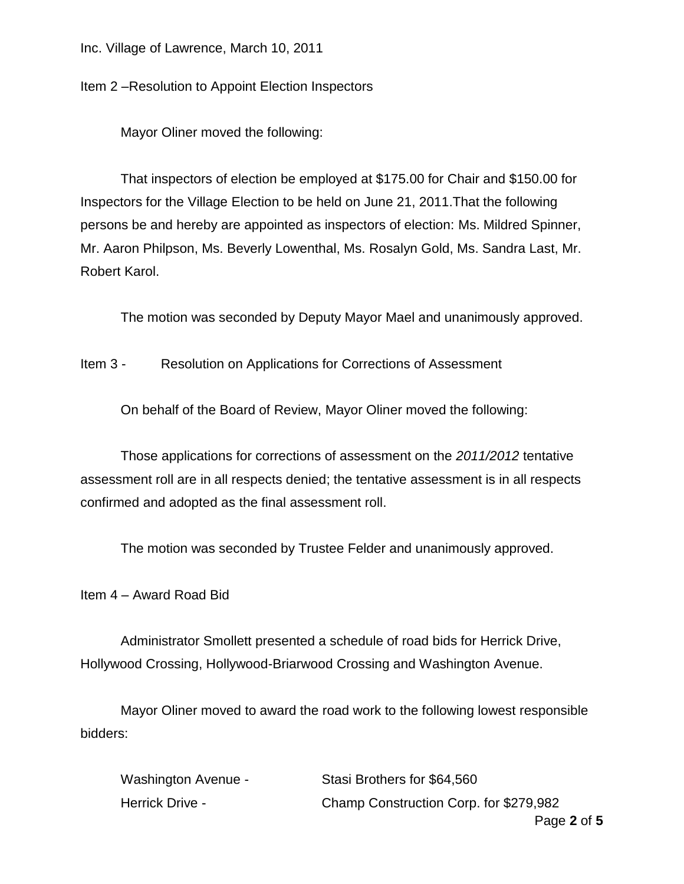Item 2 –Resolution to Appoint Election Inspectors

Mayor Oliner moved the following:

That inspectors of election be employed at $175.00 for Chair and $150.00 for Inspectors for the Village Election to be held on June 21, 2011.That the following persons be and hereby are appointed as inspectors of election: Ms. Mildred Spinner, Mr. Aaron Philpson, Ms. Beverly Lowenthal, Ms. Rosalyn Gold, Ms. Sandra Last, Mr. Robert Karol.

The motion was seconded by Deputy Mayor Mael and unanimously approved.

Item 3 - Resolution on Applications for Corrections of Assessment

On behalf of the Board of Review, Mayor Oliner moved the following:

Those applications for corrections of assessment on the *2011/2012* tentative assessment roll are in all respects denied; the tentative assessment is in all respects confirmed and adopted as the final assessment roll.

The motion was seconded by Trustee Felder and unanimously approved.

Item 4 – Award Road Bid

Administrator Smollett presented a schedule of road bids for Herrick Drive, Hollywood Crossing, Hollywood-Briarwood Crossing and Washington Avenue.

Mayor Oliner moved to award the road work to the following lowest responsible bidders:

Washington Avenue - Stasi Brothers for $64,560

Herrick Drive - Champ Construction Corp. for $279,982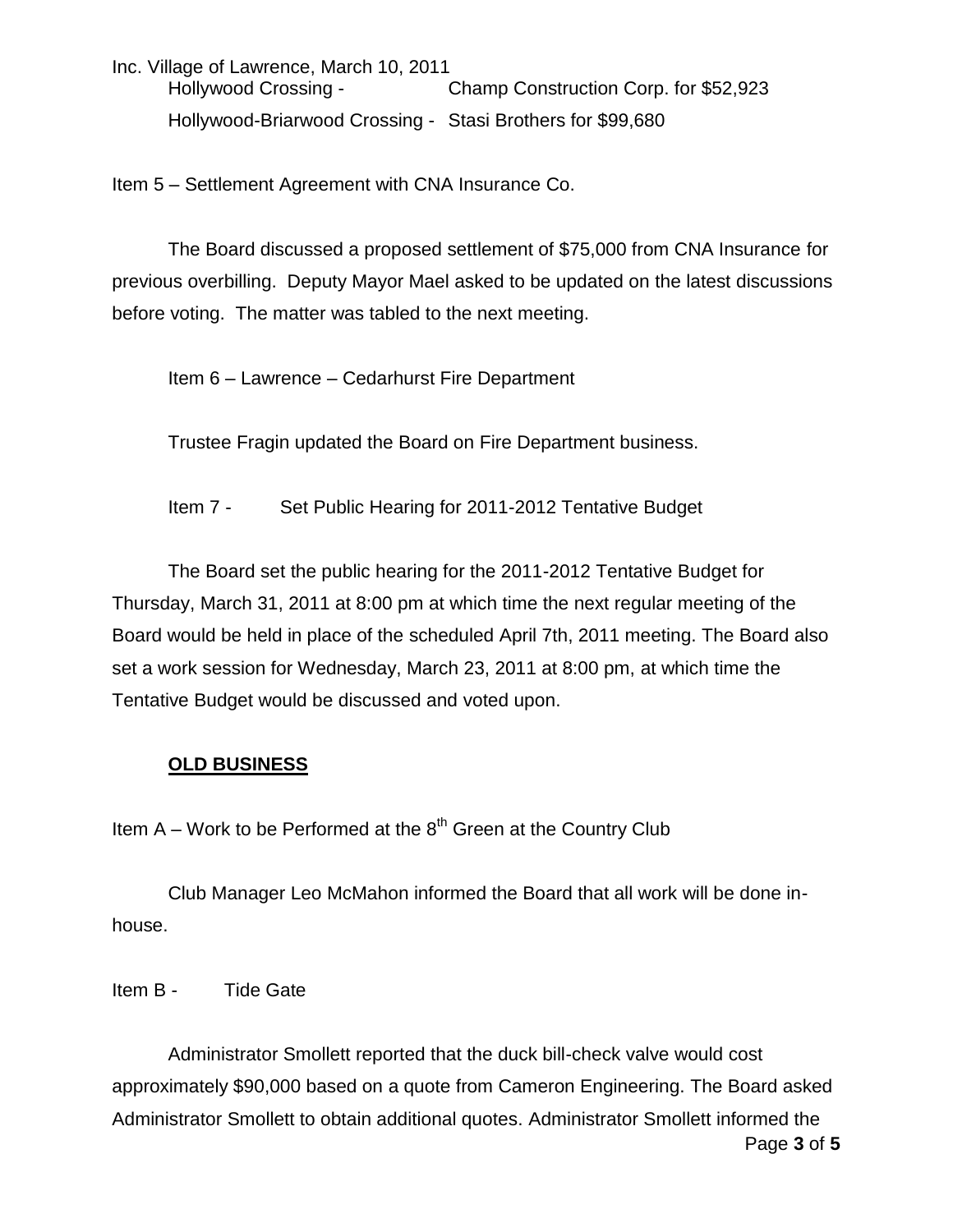Hollywood Crossing - Champ Construction Corp. for $52,923

Hollywood-Briarwood Crossing - Stasi Brothers for $99,680

Item 5 – Settlement Agreement with CNA Insurance Co.

The Board discussed a proposed settlement of $75,000 from CNA Insurance for previous overbilling. Deputy Mayor Mael asked to be updated on the latest discussions before voting. The matter was tabled to the next meeting.

Item 6 – Lawrence – Cedarhurst Fire Department

Trustee Fragin updated the Board on Fire Department business.

Item 7 - Set Public Hearing for 2011-2012 Tentative Budget

The Board set the public hearing for the 2011-2012 Tentative Budget for Thursday, March 31, 2011 at 8:00 pm at which time the next regular meeting of the Board would be held in place of the scheduled April 7th, 2011 meeting. The Board also set a work session for Wednesday, March 23, 2011 at 8:00 pm, at which time the Tentative Budget would be discussed and voted upon.

**OLD BUSINESS**

Item A – Work to be Performed at the 8th Green at the Country Club

Club Manager Leo McMahon informed the Board that all work will be done in-house.

Item B - Tide Gate

Administrator Smollett reported that the duck bill-check valve would cost approximately $90,000 based on a quote from Cameron Engineering. The Board asked Administrator Smollett to obtain additional quotes. Administrator Smollett informed the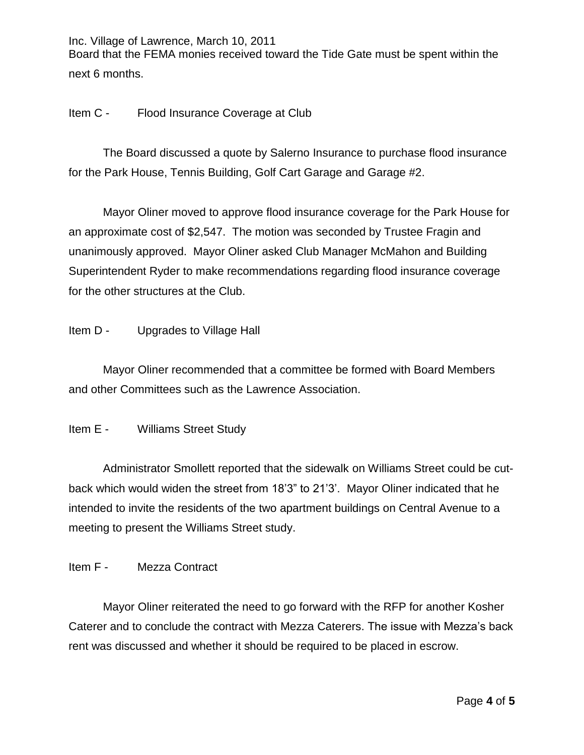Board that the FEMA monies received toward the Tide Gate must be spent within the next 6 months.

Item C - Flood Insurance Coverage at Club

The Board discussed a quote by Salerno Insurance to purchase flood insurance for the Park House, Tennis Building, Golf Cart Garage and Garage #2.

Mayor Oliner moved to approve flood insurance coverage for the Park House for an approximate cost of $2,547. The motion was seconded by Trustee Fragin and unanimously approved. Mayor Oliner asked Club Manager McMahon and Building Superintendent Ryder to make recommendations regarding flood insurance coverage for the other structures at the Club.

Item D - Upgrades to Village Hall

Mayor Oliner recommended that a committee be formed with Board Members and other Committees such as the Lawrence Association.

Item E - Williams Street Study

Administrator Smollett reported that the sidewalk on Williams Street could be cut-back which would widen the street from 18'3" to 21'3'. Mayor Oliner indicated that he intended to invite the residents of the two apartment buildings on Central Avenue to a meeting to present the Williams Street study.

Item F - Mezza Contract

Mayor Oliner reiterated the need to go forward with the RFP for another Kosher Caterer and to conclude the contract with Mezza Caterers. The issue with Mezza's back rent was discussed and whether it should be required to be placed in escrow.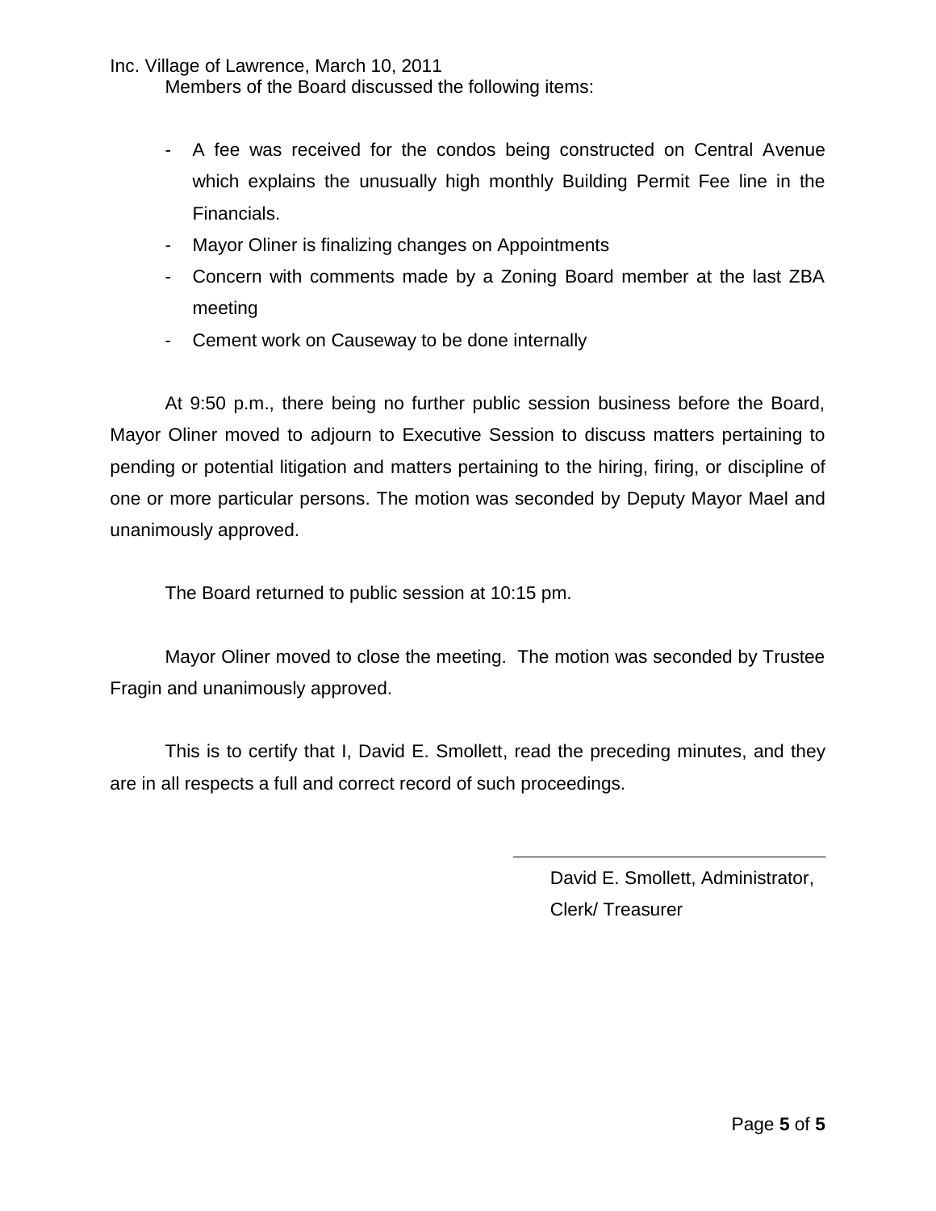Members of the Board discussed the following items:

- A fee was received for the condos being constructed on Central Avenue which explains the unusually high monthly Building Permit Fee line in the Financials.
- Mayor Oliner is finalizing changes on Appointments
- Concern with comments made by a Zoning Board member at the last ZBA meeting
- Cement work on Causeway to be done internally

At 9:50 p.m., there being no further public session business before the Board, Mayor Oliner moved to adjourn to Executive Session to discuss matters pertaining to pending or potential litigation and matters pertaining to the hiring, firing, or discipline of one or more particular persons. The motion was seconded by Deputy Mayor Mael and unanimously approved.

The Board returned to public session at 10:15 pm.

Mayor Oliner moved to close the meeting. The motion was seconded by Trustee Fragin and unanimously approved.

This is to certify that I, David E. Smollett, read the preceding minutes, and they are in all respects a full and correct record of such proceedings.

David E. Smollett, Administrator,
Clerk/ Treasurer